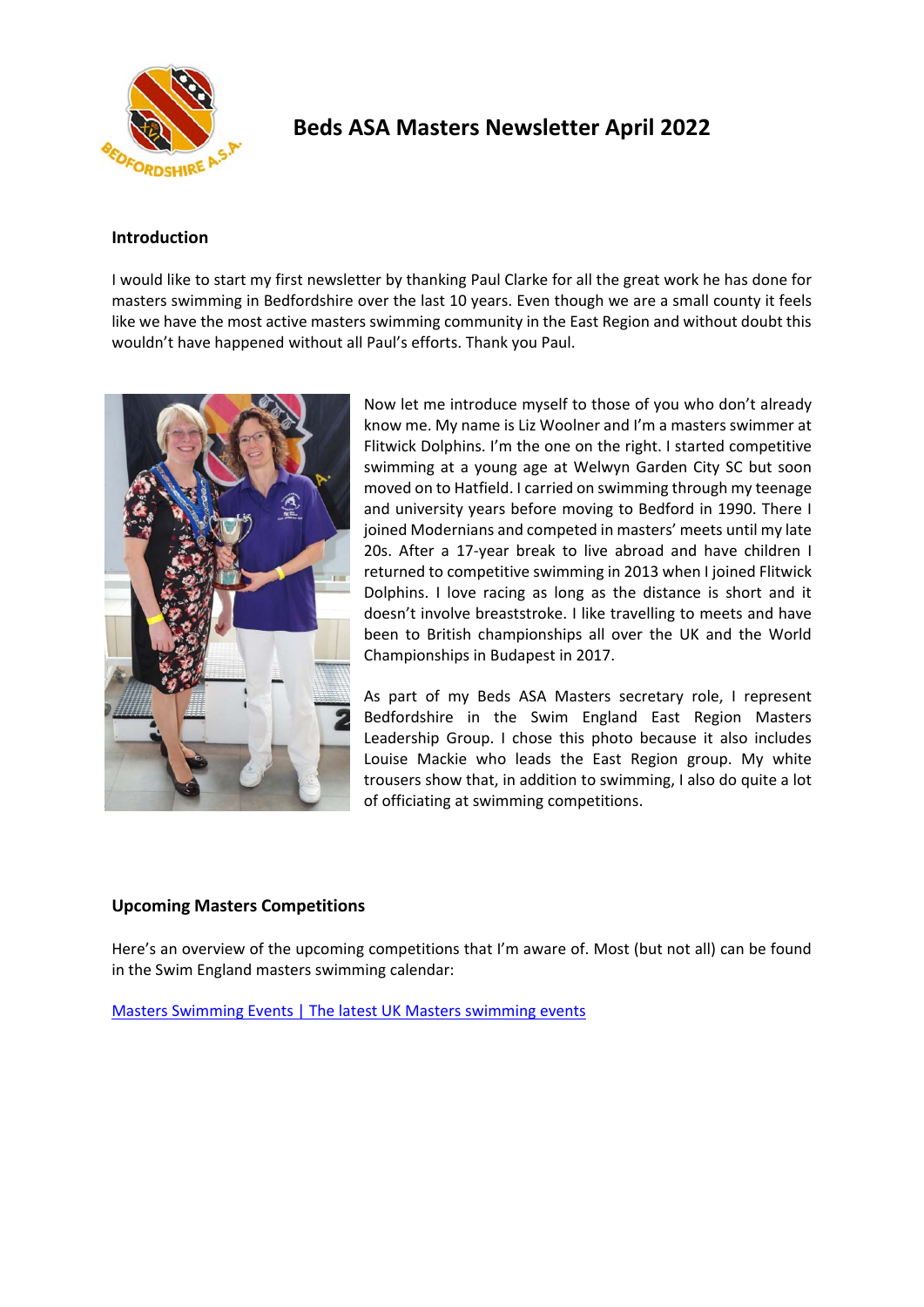# Beds ASA Masters Newsletter April 2022

## Introduction

I would like to start my first newsletter by thanking Paul Clarke for all the great work he has done for masters swimming in Bedfordshire over the last 10 years. Even though we are a small county it feels like we have the most active masters swimming community in the East Region and without doubt this wouldn't have happened without all Paul's efforts. Thank you Paul.

Now let me introduce myself to those of you who don't already know me. My name is Liz Woolner and I'm a masters swimmer at Flitwick Dolphins. I'm the one on the right. I started competitive swimming at a young age at Welwyn Garden City SC but soon moved on to Hatfield. I carried on swimming through my teenage and university years before moving to Bedford in 1990. There I joined Modernians and competed in masters' meets until my late 20s. After a 17-year break to live abroad and have children I returned to competitive swimming in 2013 when I joined Flitwick Dolphins. I love racing as long as the distance is short and it doesn't involve breaststroke. I like travelling to meets and have been to British championships all over the UK and the World Championships in Budapest in 2017.

As part of my Beds ASA Masters secretary role, I represent Bedfordshire in the Swim England East Region Masters Leadership Group. I chose this photo because it also includes Louise Mackie who leads the East Region group. My white trousers show that, in addition to swimming, I also do quite a lot of officiating at swimming competitions.

## Upcoming Masters Competitions

Here's an overview of the upcoming competitions that I'm aware of. Most (but not all) can be found in the Swim England masters swimming calendar:

[Masters Swimming Events | The latest UK Masters swimming events]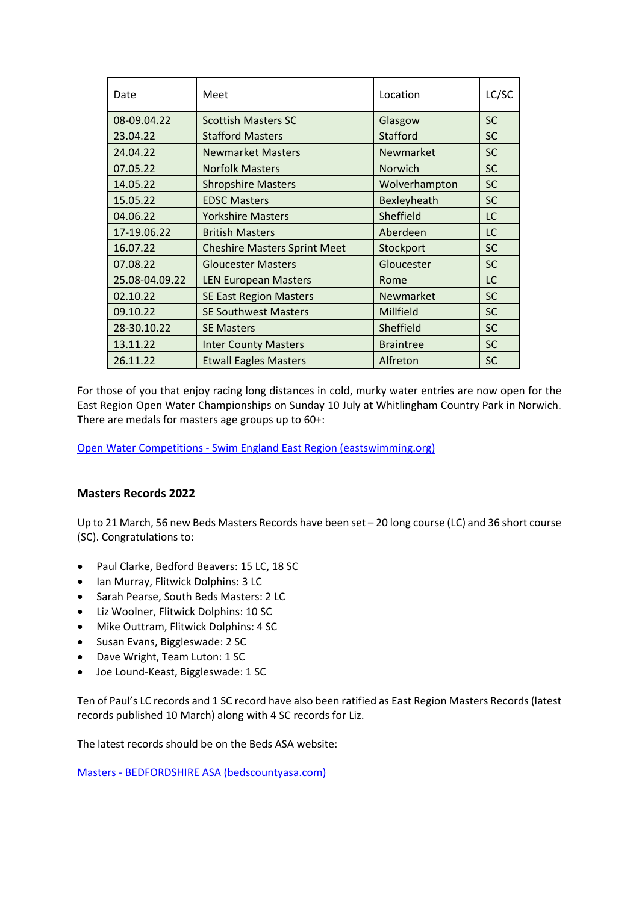| Date | Meet | Location | LC/SC |
|---|---|---|---|
| 08-09.04.22 | Scottish Masters SC | Glasgow | SC |
| 23.04.22 | Stafford Masters | Stafford | SC |
| 24.04.22 | Newmarket Masters | Newmarket | SC |
| 07.05.22 | Norfolk Masters | Norwich | SC |
| 14.05.22 | Shropshire Masters | Wolverhampton | SC |
| 15.05.22 | EDSC Masters | Bexleyheath | SC |
| 04.06.22 | Yorkshire Masters | Sheffield | LC |
| 17-19.06.22 | British Masters | Aberdeen | LC |
| 16.07.22 | Cheshire Masters Sprint Meet | Stockport | SC |
| 07.08.22 | Gloucester Masters | Gloucester | SC |
| 25.08-04.09.22 | LEN European Masters | Rome | LC |
| 02.10.22 | SE East Region Masters | Newmarket | SC |
| 09.10.22 | SE Southwest Masters | Millfield | SC |
| 28-30.10.22 | SE Masters | Sheffield | SC |
| 13.11.22 | Inter County Masters | Braintree | SC |
| 26.11.22 | Etwall Eagles Masters | Alfreton | SC |

For those of you that enjoy racing long distances in cold, murky water entries are now open for the East Region Open Water Championships on Sunday 10 July at Whitlingham Country Park in Norwich. There are medals for masters age groups up to 60+:

[Open Water Competitions - Swim England East Region (eastswimming.org)]()

**Masters Records 2022**

Up to 21 March, 56 new Beds Masters Records have been set – 20 long course (LC) and 36 short course (SC). Congratulations to:

- Paul Clarke, Bedford Beavers: 15 LC, 18 SC
- Ian Murray, Flitwick Dolphins: 3 LC
- Sarah Pearse, South Beds Masters: 2 LC
- Liz Woolner, Flitwick Dolphins: 10 SC
- Mike Outtram, Flitwick Dolphins: 4 SC
- Susan Evans, Biggleswade: 2 SC
- Dave Wright, Team Luton: 1 SC
- Joe Lound-Keast, Biggleswade: 1 SC

Ten of Paul's LC records and 1 SC record have also been ratified as East Region Masters Records (latest records published 10 March) along with 4 SC records for Liz.

The latest records should be on the Beds ASA website:

[Masters - BEDFORDSHIRE ASA (bedscountyasa.com)]()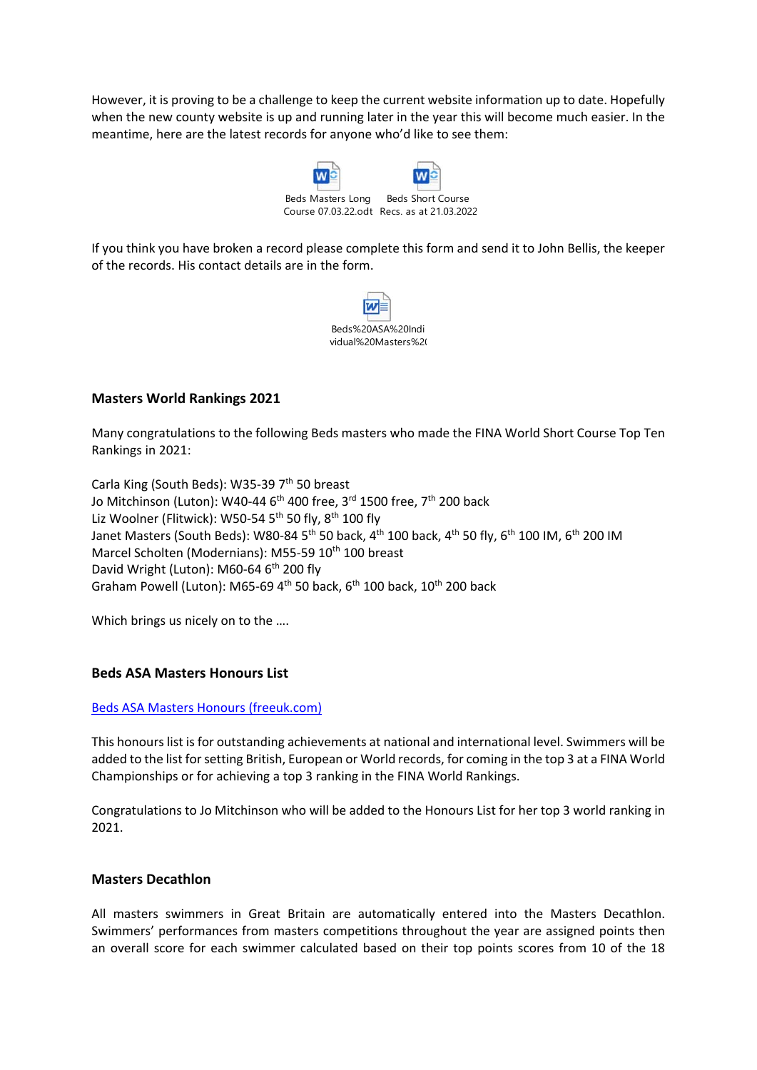However, it is proving to be a challenge to keep the current website information up to date. Hopefully when the new county website is up and running later in the year this will become much easier. In the meantime, here are the latest records for anyone who'd like to see them:

Beds Masters Long Course 07.03.22.odt    Beds Short Course Recs. as at 21.03.2022

If you think you have broken a record please complete this form and send it to John Bellis, the keeper of the records. His contact details are in the form.

Beds%20ASA%20Individual%20Masters%2(

## Masters World Rankings 2021

Many congratulations to the following Beds masters who made the FINA World Short Course Top Ten Rankings in 2021:

Carla King (South Beds): W35-39 7th 50 breast
Jo Mitchinson (Luton): W40-44 6th 400 free, 3rd 1500 free, 7th 200 back
Liz Woolner (Flitwick): W50-54 5th 50 fly, 8th 100 fly
Janet Masters (South Beds): W80-84 5th 50 back, 4th 100 back, 4th 50 fly, 6th 100 IM, 6th 200 IM
Marcel Scholten (Modernians): M55-59 10th 100 breast
David Wright (Luton): M60-64 6th 200 fly
Graham Powell (Luton): M65-69 4th 50 back, 6th 100 back, 10th 200 back

Which brings us nicely on to the ….

## Beds ASA Masters Honours List

[Beds ASA Masters Honours (freeuk.com)]

This honours list is for outstanding achievements at national and international level. Swimmers will be added to the list for setting British, European or World records, for coming in the top 3 at a FINA World Championships or for achieving a top 3 ranking in the FINA World Rankings.

Congratulations to Jo Mitchinson who will be added to the Honours List for her top 3 world ranking in 2021.

## Masters Decathlon

All masters swimmers in Great Britain are automatically entered into the Masters Decathlon. Swimmers' performances from masters competitions throughout the year are assigned points then an overall score for each swimmer calculated based on their top points scores from 10 of the 18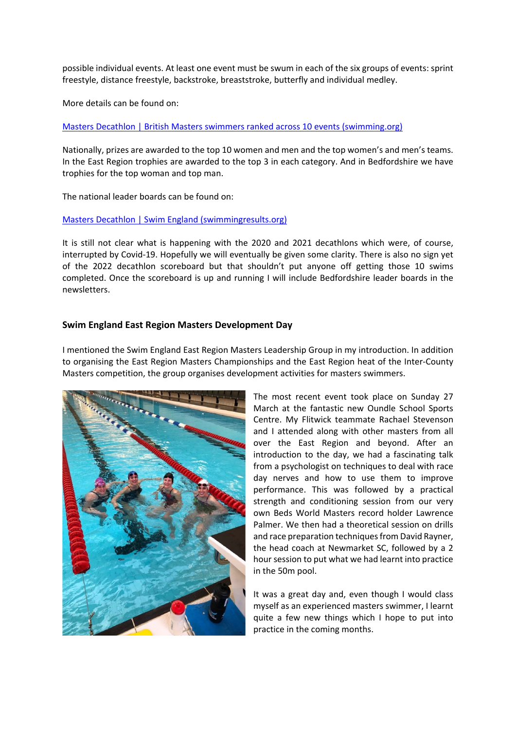possible individual events. At least one event must be swum in each of the six groups of events: sprint freestyle, distance freestyle, backstroke, breaststroke, butterfly and individual medley.

More details can be found on:

[Masters Decathlon | British Masters swimmers ranked across 10 events (swimming.org)]

Nationally, prizes are awarded to the top 10 women and men and the top women's and men's teams. In the East Region trophies are awarded to the top 3 in each category. And in Bedfordshire we have trophies for the top woman and top man.

The national leader boards can be found on:

[Masters Decathlon | Swim England (swimmingresults.org)]

It is still not clear what is happening with the 2020 and 2021 decathlons which were, of course, interrupted by Covid-19. Hopefully we will eventually be given some clarity. There is also no sign yet of the 2022 decathlon scoreboard but that shouldn't put anyone off getting those 10 swims completed. Once the scoreboard is up and running I will include Bedfordshire leader boards in the newsletters.

### Swim England East Region Masters Development Day

I mentioned the Swim England East Region Masters Leadership Group in my introduction. In addition to organising the East Region Masters Championships and the East Region heat of the Inter-County Masters competition, the group organises development activities for masters swimmers.

The most recent event took place on Sunday 27 March at the fantastic new Oundle School Sports Centre. My Flitwick teammate Rachael Stevenson and I attended along with other masters from all over the East Region and beyond. After an introduction to the day, we had a fascinating talk from a psychologist on techniques to deal with race day nerves and how to use them to improve performance. This was followed by a practical strength and conditioning session from our very own Beds World Masters record holder Lawrence Palmer. We then had a theoretical session on drills and race preparation techniques from David Rayner, the head coach at Newmarket SC, followed by a 2 hour session to put what we had learnt into practice in the 50m pool.

It was a great day and, even though I would class myself as an experienced masters swimmer, I learnt quite a few new things which I hope to put into practice in the coming months.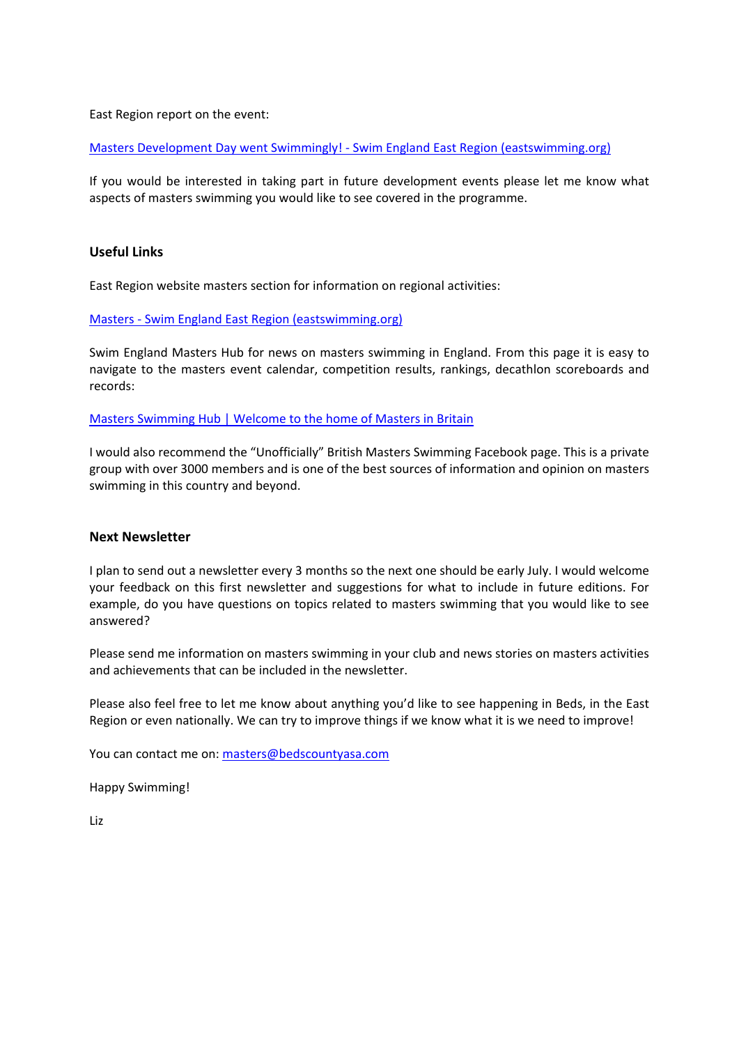East Region report on the event:

[Masters Development Day went Swimmingly! - Swim England East Region (eastswimming.org)]

If you would be interested in taking part in future development events please let me know what aspects of masters swimming you would like to see covered in the programme.

## Useful Links

East Region website masters section for information on regional activities:

[Masters - Swim England East Region (eastswimming.org)]

Swim England Masters Hub for news on masters swimming in England. From this page it is easy to navigate to the masters event calendar, competition results, rankings, decathlon scoreboards and records:

[Masters Swimming Hub | Welcome to the home of Masters in Britain]

I would also recommend the “Unofficially” British Masters Swimming Facebook page. This is a private group with over 3000 members and is one of the best sources of information and opinion on masters swimming in this country and beyond.

## Next Newsletter

I plan to send out a newsletter every 3 months so the next one should be early July. I would welcome your feedback on this first newsletter and suggestions for what to include in future editions. For example, do you have questions on topics related to masters swimming that you would like to see answered?

Please send me information on masters swimming in your club and news stories on masters activities and achievements that can be included in the newsletter.

Please also feel free to let me know about anything you’d like to see happening in Beds, in the East Region or even nationally. We can try to improve things if we know what it is we need to improve!

You can contact me on: masters@bedscountyasa.com

Happy Swimming!

Liz